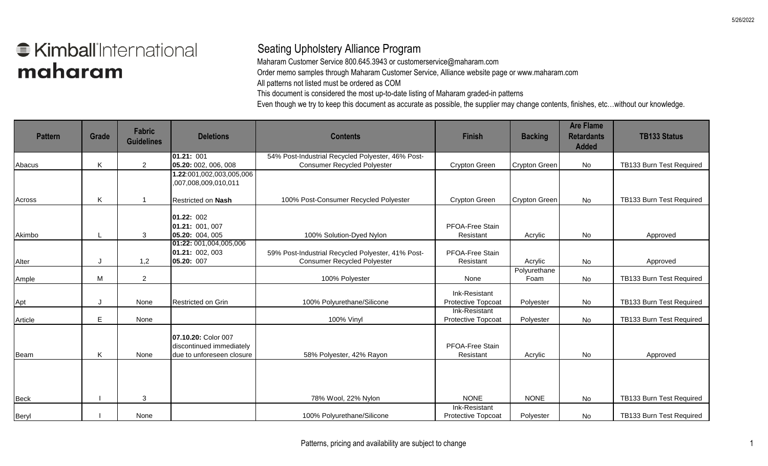Kimball International

maharam

# Seating Upholstery Alliance Program

Maharam Customer Service 800.645.3943 or customerservice@maharam.com

Order memo samples through Maharam Customer Service, Alliance website page or www.maharam.com

All patterns not listed must be ordered as COM

This document is considered the most up-to-date listing of Maharam graded-in patterns

Even though we try to keep this document as accurate as possible, the supplier may change contents, finishes, etc…without our knowledge.

| Pattern | Grade | Fabric Guidelines | Deletions | Contents | Finish | Backing | Are Flame Retardants Added | TB133 Status |
|---|---|---|---|---|---|---|---|---|
| Abacus | K | 2 | **01.21:** 001 **05.20:** 002, 006, 008 | 54% Post-Industrial Recycled Polyester, 46% Post-Consumer Recycled Polyester | Crypton Green | Crypton Green | No | TB133 Burn Test Required |
| Across | K | 1 | **1.22**:001,002,003,005,006,007,008,009,010,011 Restricted on **Nash** | 100% Post-Consumer Recycled Polyester | Crypton Green | Crypton Green | No | TB133 Burn Test Required |
| Akimbo | L | 3 | **01.22:** 002 **01.21:** 001, 007 **05.20:** 004, 005 | 100% Solution-Dyed Nylon | PFOA-Free Stain Resistant | Acrylic | No | Approved |
| Alter | J | 1,2 | **01:22:** 001,004,005,006 **01.21:** 002, 003 **05.20:** 007 | 59% Post-Industrial Recycled Polyester, 41% Post-Consumer Recycled Polyester | PFOA-Free Stain Resistant | Acrylic | No | Approved |
| Ample | M | 2 | | 100% Polyester | None | Polyurethane Foam | No | TB133 Burn Test Required |
| Apt | J | None | Restricted on Grin | 100% Polyurethane/Silicone | Ink-Resistant Protective Topcoat | Polyester | No | TB133 Burn Test Required |
| Article | E | None | | 100% Vinyl | Ink-Resistant Protective Topcoat | Polyester | No | TB133 Burn Test Required |
| Beam | K | None | **07.10.20:** Color 007 discontinued immediately due to unforeseen closure | 58% Polyester, 42% Rayon | PFOA-Free Stain Resistant | Acrylic | No | Approved |
| Beck | I | 3 | | 78% Wool, 22% Nylon | NONE | NONE | No | TB133 Burn Test Required |
| Beryl | I | None | | 100% Polyurethane/Silicone | Ink-Resistant Protective Topcoat | Polyester | No | TB133 Burn Test Required |

Patterns, pricing and availability are subject to change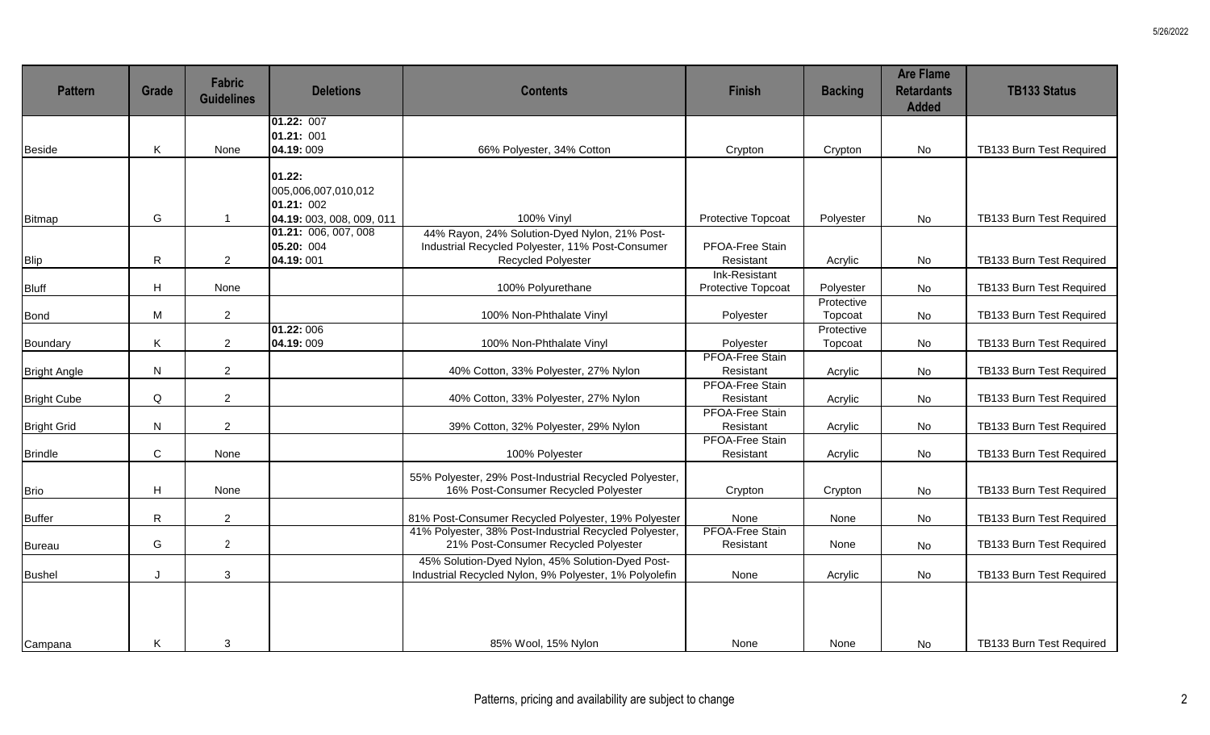| Pattern | Grade | Fabric Guidelines | Deletions | Contents | Finish | Backing | Are Flame Retardants Added | TB133 Status |
|---|---|---|---|---|---|---|---|---|
| Beside | K | None | **01.22:** 007<br>**01.21:** 001<br>**04.19:** 009 | 66% Polyester, 34% Cotton | Crypton | Crypton | No | TB133 Burn Test Required |
| Bitmap | G | 1 | **01.22:** 005,006,007,010,012<br>**01.21:** 002<br>**04.19:** 003, 008, 009, 011 | 100% Vinyl | Protective Topcoat | Polyester | No | TB133 Burn Test Required |
| Blip | R | 2 | **01.21:** 006, 007, 008<br>**05.20:** 004<br>**04.19:** 001 | 44% Rayon, 24% Solution-Dyed Nylon, 21% Post-Industrial Recycled Polyester, 11% Post-Consumer Recycled Polyester | PFOA-Free Stain Resistant | Acrylic | No | TB133 Burn Test Required |
| Bluff | H | None | | 100% Polyurethane | Ink-Resistant Protective Topcoat | Polyester | No | TB133 Burn Test Required |
| Bond | M | 2 | | 100% Non-Phthalate Vinyl | Polyester | Protective Topcoat | No | TB133 Burn Test Required |
| Boundary | K | 2 | **01.22:** 006<br>**04.19:** 009 | 100% Non-Phthalate Vinyl | Polyester | Protective Topcoat | No | TB133 Burn Test Required |
| Bright Angle | N | 2 | | 40% Cotton, 33% Polyester, 27% Nylon | PFOA-Free Stain Resistant | Acrylic | No | TB133 Burn Test Required |
| Bright Cube | Q | 2 | | 40% Cotton, 33% Polyester, 27% Nylon | PFOA-Free Stain Resistant | Acrylic | No | TB133 Burn Test Required |
| Bright Grid | N | 2 | | 39% Cotton, 32% Polyester, 29% Nylon | PFOA-Free Stain Resistant | Acrylic | No | TB133 Burn Test Required |
| Brindle | C | None | | 100% Polyester | PFOA-Free Stain Resistant | Acrylic | No | TB133 Burn Test Required |
| Brio | H | None | | 55% Polyester, 29% Post-Industrial Recycled Polyester, 16% Post-Consumer Recycled Polyester | Crypton | Crypton | No | TB133 Burn Test Required |
| Buffer | R | 2 | | 81% Post-Consumer Recycled Polyester, 19% Polyester | None | None | No | TB133 Burn Test Required |
| Bureau | G | 2 | | 41% Polyester, 38% Post-Industrial Recycled Polyester, 21% Post-Consumer Recycled Polyester | PFOA-Free Stain Resistant | None | No | TB133 Burn Test Required |
| Bushel | J | 3 | | 45% Solution-Dyed Nylon, 45% Solution-Dyed Post-Industrial Recycled Nylon, 9% Polyester, 1% Polyolefin | None | Acrylic | No | TB133 Burn Test Required |
| Campana | K | 3 | | 85% Wool, 15% Nylon | None | None | No | TB133 Burn Test Required |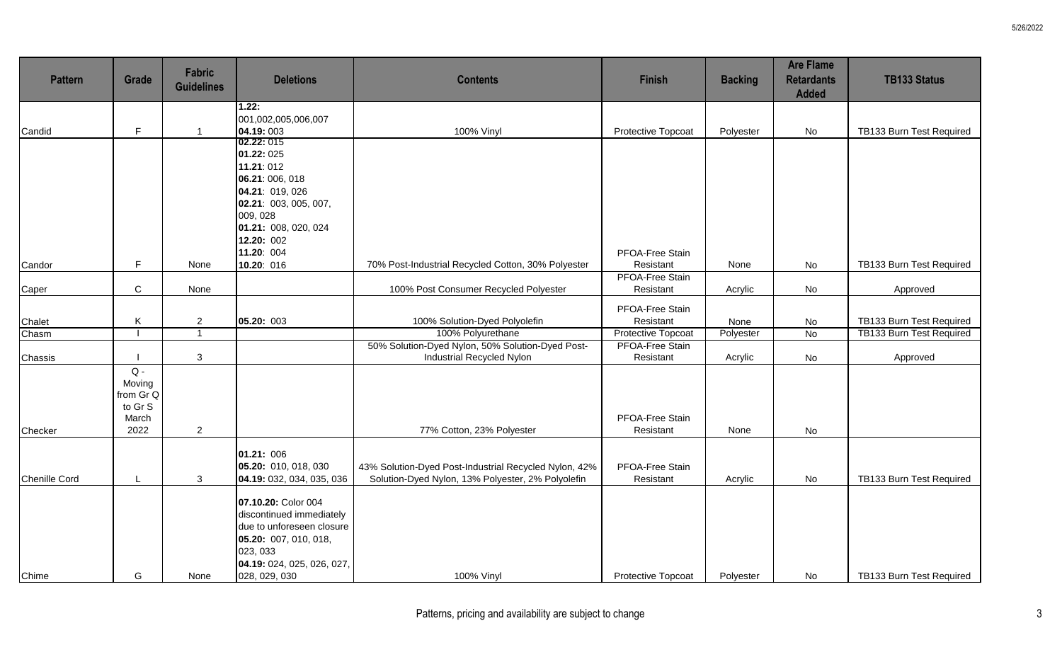| Pattern | Grade | Fabric Guidelines | Deletions | Contents | Finish | Backing | Are Flame Retardants Added | TB133 Status |
|---|---|---|---|---|---|---|---|---|
| Candid | F | 1 | **1.22:** 001,002,005,006,007 **04.19:** 003 | 100% Vinyl | Protective Topcoat | Polyester | No | TB133 Burn Test Required |
| Candor | F | None | **02.22:** 015 **01.22:** 025 **11.21:** 012 **06.21:** 006, 018 **04.21:** 019, 026 **02.21:** 003, 005, 007, 009, 028 **01.21:** 008, 020, 024 **12.20:** 002 **11.20:** 004 **10.20:** 016 | 70% Post-Industrial Recycled Cotton, 30% Polyester | PFOA-Free Stain Resistant | None | No | TB133 Burn Test Required |
| Caper | C | None | | 100% Post Consumer Recycled Polyester | PFOA-Free Stain Resistant | Acrylic | No | Approved |
| Chalet | K | 2 | **05.20:** 003 | 100% Solution-Dyed Polyolefin | PFOA-Free Stain Resistant | None | No | TB133 Burn Test Required |
| Chasm | I | 1 | | 100% Polyurethane | Protective Topcoat | Polyester | No | TB133 Burn Test Required |
| Chassis | I | 3 | | 50% Solution-Dyed Nylon, 50% Solution-Dyed Post-Industrial Recycled Nylon | PFOA-Free Stain Resistant | Acrylic | No | Approved |
| Checker | Q - Moving from Gr Q to Gr S March 2022 | 2 | | 77% Cotton, 23% Polyester | PFOA-Free Stain Resistant | None | No | |
| Chenille Cord | L | 3 | **01.21:** 006 **05.20:** 010, 018, 030 **04.19:** 032, 034, 035, 036 | 43% Solution-Dyed Post-Industrial Recycled Nylon, 42% Solution-Dyed Nylon, 13% Polyester, 2% Polyolefin | PFOA-Free Stain Resistant | Acrylic | No | TB133 Burn Test Required |
| Chime | G | None | **07.10.20:** Color 004 discontinued immediately due to unforeseen closure **05.20:** 007, 010, 018, 023, 033 **04.19:** 024, 025, 026, 027, 028, 029, 030 | 100% Vinyl | Protective Topcoat | Polyester | No | TB133 Burn Test Required |

Patterns, pricing and availability are subject to change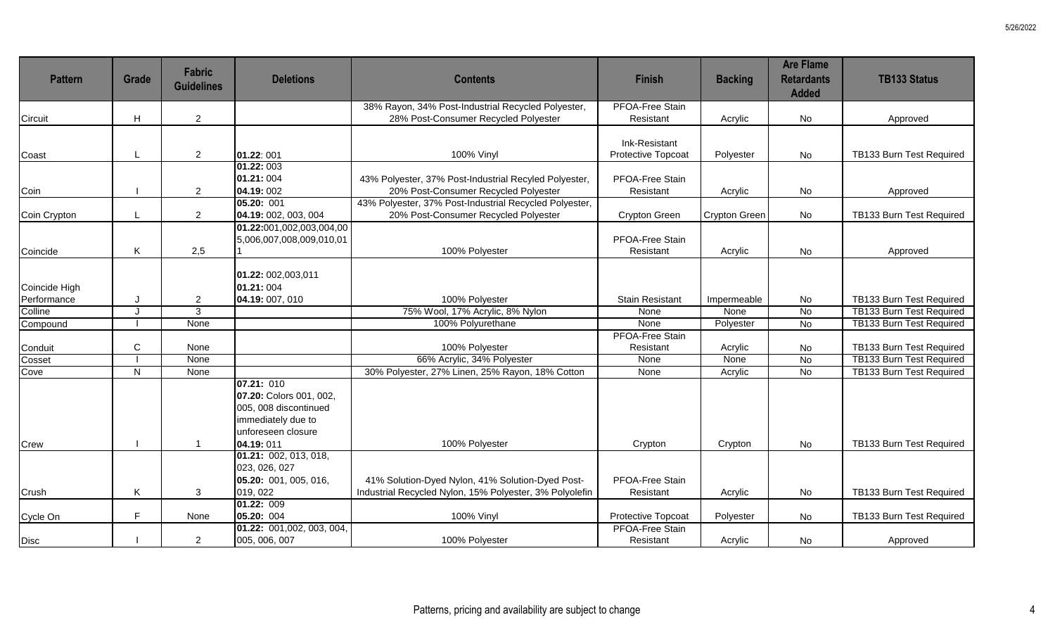| Pattern | Grade | Fabric Guidelines | Deletions | Contents | Finish | Backing | Are Flame Retardants Added | TB133 Status |
|---|---|---|---|---|---|---|---|---|
| Circuit | H | 2 | | 38% Rayon, 34% Post-Industrial Recycled Polyester, 28% Post-Consumer Recycled Polyester | PFOA-Free Stain Resistant | Acrylic | No | Approved |
| Coast | L | 2 | **01.22**: 001 | 100% Vinyl | Ink-Resistant Protective Topcoat | Polyester | No | TB133 Burn Test Required |
| Coin | I | 2 | **01.22:** 003<br>**01.21:** 004<br>**04.19:** 002 | 43% Polyester, 37% Post-Industrial Recyled Polyester, 20% Post-Consumer Recycled Polyester | PFOA-Free Stain Resistant | Acrylic | No | Approved |
| Coin Crypton | L | 2 | **05.20:** 001<br>**04.19:** 002, 003, 004 | 43% Polyester, 37% Post-Industrial Recycled Polyester, 20% Post-Consumer Recycled Polyester | Crypton Green | Crypton Green | No | TB133 Burn Test Required |
| Coincide | K | 2,5 | **01.22:**001,002,003,004,005,006,007,008,009,010,011 | 100% Polyester | PFOA-Free Stain Resistant | Acrylic | No | Approved |
| Coincide High Performance | J | 2 | **01.22:** 002,003,011<br>**01.21:** 004<br>**04.19:** 007, 010 | 100% Polyester | Stain Resistant | Impermeable | No | TB133 Burn Test Required |
| Colline | J | 3 | | 75% Wool, 17% Acrylic, 8% Nylon | None | None | No | TB133 Burn Test Required |
| Compound | I | None | | 100% Polyurethane | None | Polyester | No | TB133 Burn Test Required |
| Conduit | C | None | | 100% Polyester | PFOA-Free Stain Resistant | Acrylic | No | TB133 Burn Test Required |
| Cosset | I | None | | 66% Acrylic, 34% Polyester | None | None | No | TB133 Burn Test Required |
| Cove | N | None | | 30% Polyester, 27% Linen, 25% Rayon, 18% Cotton | None | Acrylic | No | TB133 Burn Test Required |
| Crew | I | 1 | **07.21:** 010<br>**07.20:** Colors 001, 002, 005, 008 discontinued immediately due to unforeseen closure<br>**04.19:** 011 | 100% Polyester | Crypton | Crypton | No | TB133 Burn Test Required |
| Crush | K | 3 | **01.21:** 002, 013, 018, 023, 026, 027<br>**05.20:** 001, 005, 016, 019, 022 | 41% Solution-Dyed Nylon, 41% Solution-Dyed Post-Industrial Recycled Nylon, 15% Polyester, 3% Polyolefin | PFOA-Free Stain Resistant | Acrylic | No | TB133 Burn Test Required |
| Cycle On | F | None | **01.22:** 009<br>**05.20:** 004 | 100% Vinyl | Protective Topcoat | Polyester | No | TB133 Burn Test Required |
| Disc | I | 2 | **01.22:** 001,002, 003, 004, 005, 006, 007 | 100% Polyester | PFOA-Free Stain Resistant | Acrylic | No | Approved |

Patterns, pricing and availability are subject to change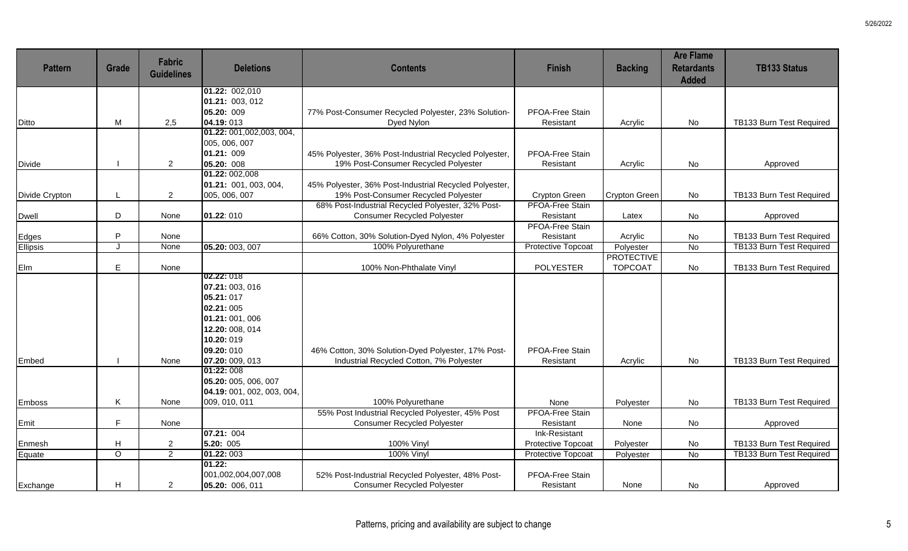| Pattern | Grade | Fabric Guidelines | Deletions | Contents | Finish | Backing | Are Flame Retardants Added | TB133 Status |
|---|---|---|---|---|---|---|---|---|
| Ditto | M | 2,5 | **01.22:** 002,010<br>**01.21:** 003, 012<br>**05.20:** 009<br>**04.19:** 013 | 77% Post-Consumer Recycled Polyester, 23% Solution-Dyed Nylon | PFOA-Free Stain Resistant | Acrylic | No | TB133 Burn Test Required |
| Divide | I | 2 | **01.22:** 001,002,003, 004, 005, 006, 007<br>**01.21:** 009<br>**05.20:** 008 | 45% Polyester, 36% Post-Industrial Recycled Polyester, 19% Post-Consumer Recycled Polyester | PFOA-Free Stain Resistant | Acrylic | No | Approved |
| Divide Crypton | L | 2 | **01.22:** 002,008<br>**01.21:** 001, 003, 004, 005, 006, 007 | 45% Polyester, 36% Post-Industrial Recycled Polyester, 19% Post-Consumer Recycled Polyester | Crypton Green | Crypton Green | No | TB133 Burn Test Required |
| Dwell | D | None | **01.22**: 010 | 68% Post-Industrial Recycled Polyester, 32% Post-Consumer Recycled Polyester | PFOA-Free Stain Resistant | Latex | No | Approved |
| Edges | P | None | | 66% Cotton, 30% Solution-Dyed Nylon, 4% Polyester | PFOA-Free Stain Resistant | Acrylic | No | TB133 Burn Test Required |
| Ellipsis | J | None | **05.20:** 003, 007 | 100% Polyurethane | Protective Topcoat | Polyester | No | TB133 Burn Test Required |
| Elm | E | None | | 100% Non-Phthalate Vinyl | POLYESTER | PROTECTIVE TOPCOAT | No | TB133 Burn Test Required |
| Embed | I | None | **02.22:** 018<br>**07.21:** 003, 016<br>**05.21:** 017<br>**02.21:** 005<br>**01.21:** 001, 006<br>**12.20:** 008, 014<br>**10.20:** 019<br>**09.20:** 010<br>**07.20:** 009, 013 | 46% Cotton, 30% Solution-Dyed Polyester, 17% Post-Industrial Recycled Cotton, 7% Polyester | PFOA-Free Stain Resistant | Acrylic | No | TB133 Burn Test Required |
| Emboss | K | None | **01:22:** 008<br>**05.20:** 005, 006, 007<br>**04.19:** 001, 002, 003, 004, 009, 010, 011 | 100% Polyurethane | None | Polyester | No | TB133 Burn Test Required |
| Emit | F | None | | 55% Post Industrial Recycled Polyester, 45% Post Consumer Recycled Polyester | PFOA-Free Stain Resistant | None | No | Approved |
| Enmesh | H | 2 | **07.21:** 004<br>**5.20:** 005 | 100% Vinyl | Ink-Resistant Protective Topcoat | Polyester | No | TB133 Burn Test Required |
| Equate | O | 2 | **01.22:** 003 | 100% Vinyl | Protective Topcoat | Polyester | No | TB133 Burn Test Required |
| Exchange | H | 2 | **01.22:** 001,002,004,007,008<br>**05.20:** 006, 011 | 52% Post-Industrial Recycled Polyester, 48% Post-Consumer Recycled Polyester | PFOA-Free Stain Resistant | None | No | Approved |

Patterns, pricing and availability are subject to change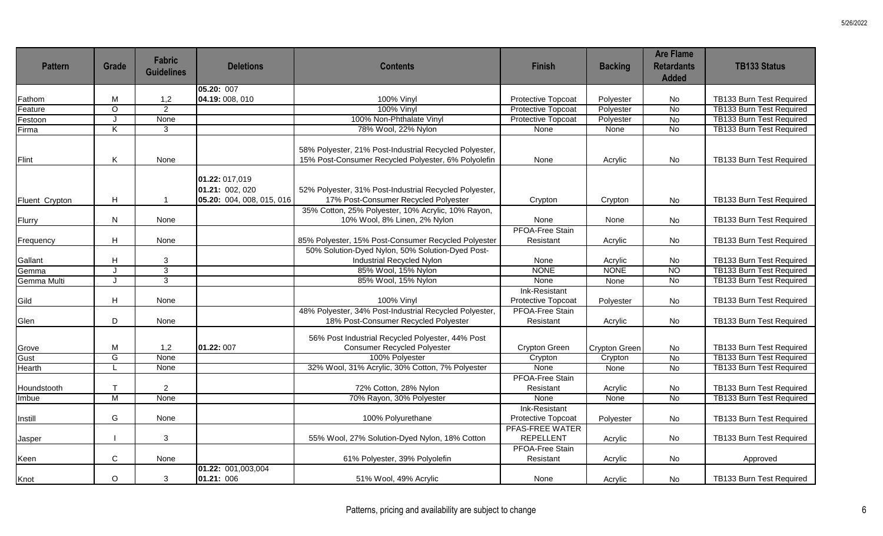| Pattern | Grade | Fabric Guidelines | Deletions | Contents | Finish | Backing | Are Flame Retardants Added | TB133 Status |
|---|---|---|---|---|---|---|---|---|
| Fathom | M | 1,2 | **05.20:** 007<br>**04.19:** 008, 010 | 100% Vinyl | Protective Topcoat | Polyester | No | TB133 Burn Test Required |
| Feature | O | 2 | | 100% Vinyl | Protective Topcoat | Polyester | No | TB133 Burn Test Required |
| Festoon | J | None | | 100% Non-Phthalate Vinyl | Protective Topcoat | Polyester | No | TB133 Burn Test Required |
| Firma | K | 3 | | 78% Wool, 22% Nylon | None | None | No | TB133 Burn Test Required |
| Flint | K | None | | 58% Polyester, 21% Post-Industrial Recycled Polyester, 15% Post-Consumer Recycled Polyester, 6% Polyolefin | None | Acrylic | No | TB133 Burn Test Required |
| Fluent Crypton | H | 1 | **01.22:** 017,019<br>**01.21:** 002, 020<br>**05.20:** 004, 008, 015, 016 | 52% Polyester, 31% Post-Industrial Recycled Polyester, 17% Post-Consumer Recycled Polyester | Crypton | Crypton | No | TB133 Burn Test Required |
| Flurry | N | None | | 35% Cotton, 25% Polyester, 10% Acrylic, 10% Rayon, 10% Wool, 8% Linen, 2% Nylon | None | None | No | TB133 Burn Test Required |
| Frequency | H | None | | 85% Polyester, 15% Post-Consumer Recycled Polyester | PFOA-Free Stain Resistant | Acrylic | No | TB133 Burn Test Required |
| Gallant | H | 3 | | 50% Solution-Dyed Nylon, 50% Solution-Dyed Post-Industrial Recycled Nylon | None | Acrylic | No | TB133 Burn Test Required |
| Gemma | J | 3 | | 85% Wool, 15% Nylon | NONE | NONE | NO | TB133 Burn Test Required |
| Gemma Multi | J | 3 | | 85% Wool, 15% Nylon | None | None | No | TB133 Burn Test Required |
| Gild | H | None | | 100% Vinyl | Ink-Resistant Protective Topcoat | Polyester | No | TB133 Burn Test Required |
| Glen | D | None | | 48% Polyester, 34% Post-Industrial Recycled Polyester, 18% Post-Consumer Recycled Polyester | PFOA-Free Stain Resistant | Acrylic | No | TB133 Burn Test Required |
| Grove | M | 1,2 | **01.22:** 007 | 56% Post Industrial Recycled Polyester, 44% Post Consumer Recycled Polyester | Crypton Green | Crypton Green | No | TB133 Burn Test Required |
| Gust | G | None | | 100% Polyester | Crypton | Crypton | No | TB133 Burn Test Required |
| Hearth | L | None | | 32% Wool, 31% Acrylic, 30% Cotton, 7% Polyester | None | None | No | TB133 Burn Test Required |
| Houndstooth | T | 2 | | 72% Cotton, 28% Nylon | PFOA-Free Stain Resistant | Acrylic | No | TB133 Burn Test Required |
| Imbue | M | None | | 70% Rayon, 30% Polyester | None | None | No | TB133 Burn Test Required |
| Instill | G | None | | 100% Polyurethane | Ink-Resistant Protective Topcoat | Polyester | No | TB133 Burn Test Required |
| Jasper | I | 3 | | 55% Wool, 27% Solution-Dyed Nylon, 18% Cotton | PFAS-FREE WATER REPELLENT | Acrylic | No | TB133 Burn Test Required |
| Keen | C | None | | 61% Polyester, 39% Polyolefin | PFOA-Free Stain Resistant | Acrylic | No | Approved |
| Knot | O | 3 | **01.22:** 001,003,004<br>**01.21:** 006 | 51% Wool, 49% Acrylic | None | Acrylic | No | TB133 Burn Test Required |

Patterns, pricing and availability are subject to change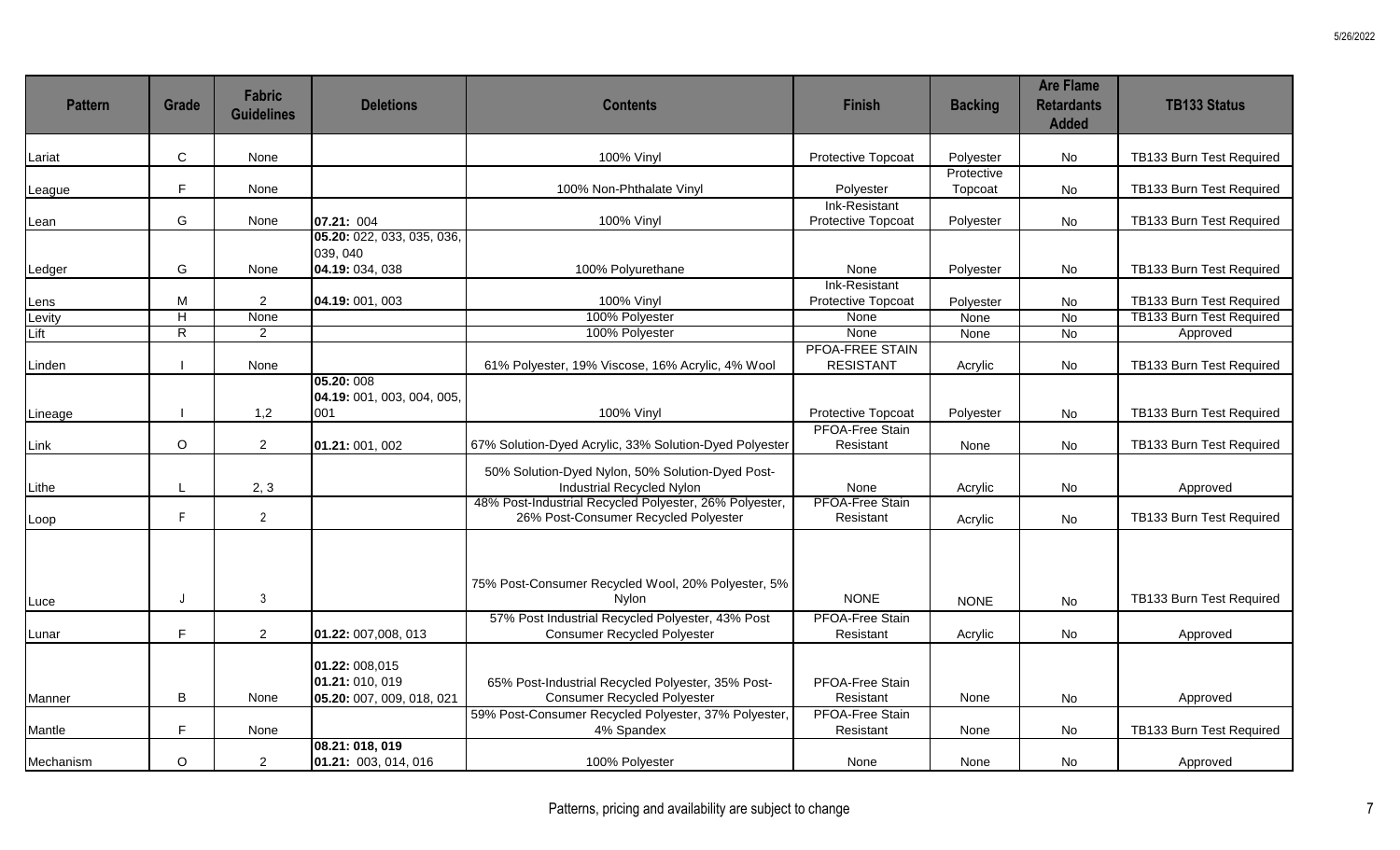| Pattern | Grade | Fabric Guidelines | Deletions | Contents | Finish | Backing | Are Flame Retardants Added | TB133 Status |
|---|---|---|---|---|---|---|---|---|
| Lariat | C | None | | 100% Vinyl | Protective Topcoat | Polyester | No | TB133 Burn Test Required |
| League | F | None | | 100% Non-Phthalate Vinyl | Polyester | Protective Topcoat | No | TB133 Burn Test Required |
| Lean | G | None | **07.21:** 004 | 100% Vinyl | Ink-Resistant Protective Topcoat | Polyester | No | TB133 Burn Test Required |
| Ledger | G | None | **05.20:** 022, 033, 035, 036, 039, 040 **04.19:** 034, 038 | 100% Polyurethane | None | Polyester | No | TB133 Burn Test Required |
| Lens | M | 2 | **04.19:** 001, 003 | 100% Vinyl | Ink-Resistant Protective Topcoat | Polyester | No | TB133 Burn Test Required |
| Levity | H | None | | 100% Polyester | None | None | No | TB133 Burn Test Required |
| Lift | R | 2 | | 100% Polyester | None | None | No | Approved |
| Linden | I | None | | 61% Polyester, 19% Viscose, 16% Acrylic, 4% Wool | PFOA-FREE STAIN RESISTANT | Acrylic | No | TB133 Burn Test Required |
| Lineage | I | 1,2 | **05.20:** 008 **04.19:** 001, 003, 004, 005, 001 | 100% Vinyl | Protective Topcoat | Polyester | No | TB133 Burn Test Required |
| Link | O | 2 | **01.21:** 001, 002 | 67% Solution-Dyed Acrylic, 33% Solution-Dyed Polyester | PFOA-Free Stain Resistant | None | No | TB133 Burn Test Required |
| Lithe | L | 2, 3 | | 50% Solution-Dyed Nylon, 50% Solution-Dyed Post-Industrial Recycled Nylon | None | Acrylic | No | Approved |
| Loop | F | 2 | | 48% Post-Industrial Recycled Polyester, 26% Polyester, 26% Post-Consumer Recycled Polyester | PFOA-Free Stain Resistant | Acrylic | No | TB133 Burn Test Required |
| Luce | J | 3 | | 75% Post-Consumer Recycled Wool, 20% Polyester, 5% Nylon | NONE | NONE | No | TB133 Burn Test Required |
| Lunar | F | 2 | **01.22:** 007,008, 013 | 57% Post Industrial Recycled Polyester, 43% Post Consumer Recycled Polyester | PFOA-Free Stain Resistant | Acrylic | No | Approved |
| Manner | B | None | **01.22:** 008,015 **01.21:** 010, 019 **05.20:** 007, 009, 018, 021 | 65% Post-Industrial Recycled Polyester, 35% Post-Consumer Recycled Polyester | PFOA-Free Stain Resistant | None | No | Approved |
| Mantle | F | None | | 59% Post-Consumer Recycled Polyester, 37% Polyester, 4% Spandex | PFOA-Free Stain Resistant | None | No | TB133 Burn Test Required |
| Mechanism | O | 2 | **08.21: 018, 019** **01.21:** 003, 014, 016 | 100% Polyester | None | None | No | Approved |

Patterns, pricing and availability are subject to change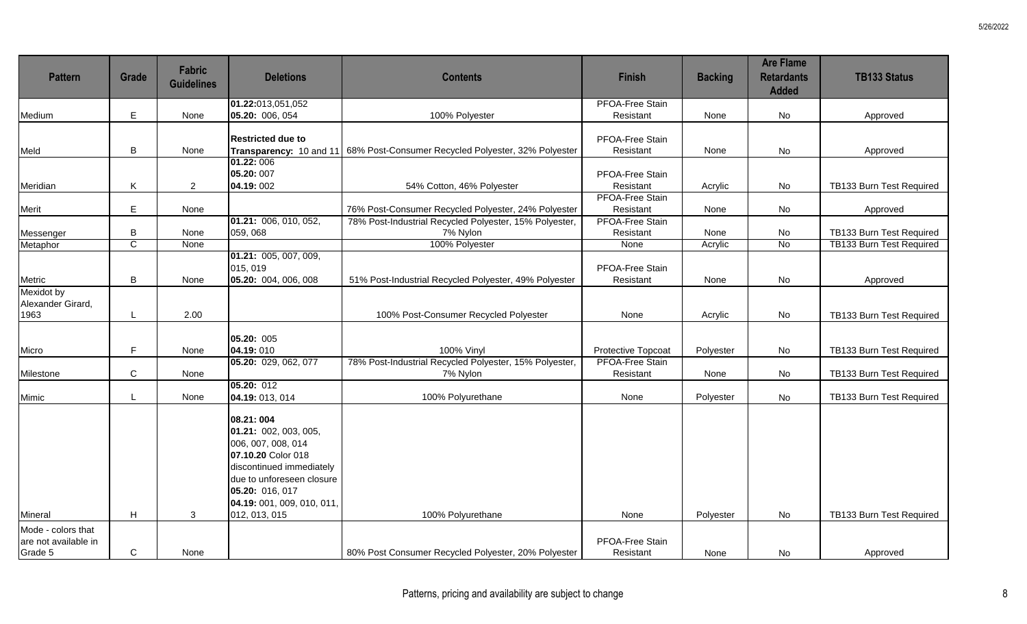| Pattern | Grade | Fabric Guidelines | Deletions | Contents | Finish | Backing | Are Flame Retardants Added | TB133 Status |
|---|---|---|---|---|---|---|---|---|
| Medium | E | None | **01.22:**013,051,052<br>**05.20:** 006, 054 | 100% Polyester | PFOA-Free Stain Resistant | None | No | Approved |
| Meld | B | None | **Restricted due to Transparency:** 10 and 11 | 68% Post-Consumer Recycled Polyester, 32% Polyester | PFOA-Free Stain Resistant | None | No | Approved |
| Meridian | K | 2 | **01.22:** 006<br>**05.20:** 007<br>**04.19:** 002 | 54% Cotton, 46% Polyester | PFOA-Free Stain Resistant | Acrylic | No | TB133 Burn Test Required |
| Merit | E | None | | 76% Post-Consumer Recycled Polyester, 24% Polyester | PFOA-Free Stain Resistant | None | No | Approved |
| Messenger | B | None | **01.21:** 006, 010, 052, 059, 068 | 78% Post-Industrial Recycled Polyester, 15% Polyester, 7% Nylon | PFOA-Free Stain Resistant | None | No | TB133 Burn Test Required |
| Metaphor | C | None | | 100% Polyester | None | Acrylic | No | TB133 Burn Test Required |
| Metric | B | None | **01.21:** 005, 007, 009, 015, 019<br>**05.20:** 004, 006, 008 | 51% Post-Industrial Recycled Polyester, 49% Polyester | PFOA-Free Stain Resistant | None | No | Approved |
| Mexidot by Alexander Girard, 1963 | L | 2.00 | | 100% Post-Consumer Recycled Polyester | None | Acrylic | No | TB133 Burn Test Required |
| Micro | F | None | **05.20:** 005<br>**04.19:** 010 | 100% Vinyl | Protective Topcoat | Polyester | No | TB133 Burn Test Required |
| Milestone | C | None | **05.20:** 029, 062, 077 | 78% Post-Industrial Recycled Polyester, 15% Polyester, 7% Nylon | PFOA-Free Stain Resistant | None | No | TB133 Burn Test Required |
| Mimic | L | None | **05.20:** 012<br>**04.19:** 013, 014 | 100% Polyurethane | None | Polyester | No | TB133 Burn Test Required |
| Mineral | H | 3 | **08.21: 004**<br>**01.21:** 002, 003, 005, 006, 007, 008, 014<br>**07.10.20** Color 018 discontinued immediately due to unforeseen closure<br>**05.20:** 016, 017<br>**04.19:** 001, 009, 010, 011, 012, 013, 015 | 100% Polyurethane | None | Polyester | No | TB133 Burn Test Required |
| Mode - colors that are not available in Grade 5 | C | None | | 80% Post Consumer Recycled Polyester, 20% Polyester | PFOA-Free Stain Resistant | None | No | Approved |

Patterns, pricing and availability are subject to change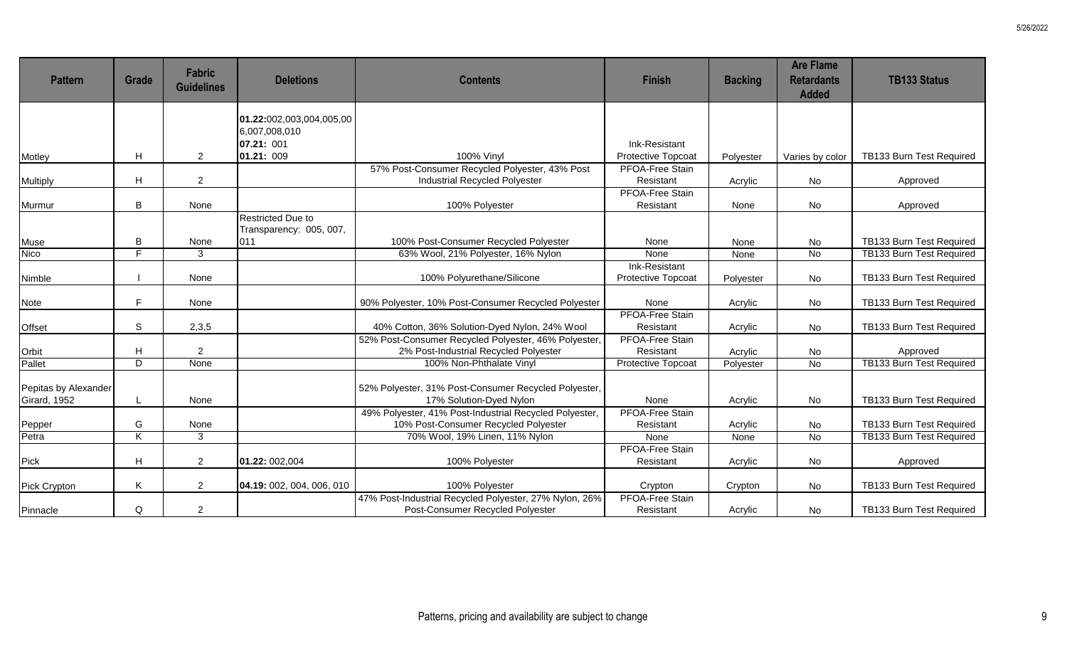| Pattern | Grade | Fabric Guidelines | Deletions | Contents | Finish | Backing | Are Flame Retardants Added | TB133 Status |
|---|---|---|---|---|---|---|---|---|
| Motley | H | 2 | **01.22:**002,003,004,005,006,007,008,010 **07.21:** 001 **01.21:** 009 | 100% Vinyl | Ink-Resistant Protective Topcoat | Polyester | Varies by color | TB133 Burn Test Required |
| Multiply | H | 2 | | 57% Post-Consumer Recycled Polyester, 43% Post Industrial Recycled Polyester | PFOA-Free Stain Resistant | Acrylic | No | Approved |
| Murmur | B | None | | 100% Polyester | PFOA-Free Stain Resistant | None | No | Approved |
| Muse | B | None | Restricted Due to Transparency: 005, 007, 011 | 100% Post-Consumer Recycled Polyester | None | None | No | TB133 Burn Test Required |
| Nico | F | 3 | | 63% Wool, 21% Polyester, 16% Nylon | None | None | No | TB133 Burn Test Required |
| Nimble | I | None | | 100% Polyurethane/Silicone | Ink-Resistant Protective Topcoat | Polyester | No | TB133 Burn Test Required |
| Note | F | None | | 90% Polyester, 10% Post-Consumer Recycled Polyester | None | Acrylic | No | TB133 Burn Test Required |
| Offset | S | 2,3,5 | | 40% Cotton, 36% Solution-Dyed Nylon, 24% Wool | PFOA-Free Stain Resistant | Acrylic | No | TB133 Burn Test Required |
| Orbit | H | 2 | | 52% Post-Consumer Recycled Polyester, 46% Polyester, 2% Post-Industrial Recycled Polyester | PFOA-Free Stain Resistant | Acrylic | No | Approved |
| Pallet | D | None | | 100% Non-Phthalate Vinyl | Protective Topcoat | Polyester | No | TB133 Burn Test Required |
| Pepitas by Alexander Girard, 1952 | L | None | | 52% Polyester, 31% Post-Consumer Recycled Polyester, 17% Solution-Dyed Nylon | None | Acrylic | No | TB133 Burn Test Required |
| Pepper | G | None | | 49% Polyester, 41% Post-Industrial Recycled Polyester, 10% Post-Consumer Recycled Polyester | PFOA-Free Stain Resistant | Acrylic | No | TB133 Burn Test Required |
| Petra | K | 3 | | 70% Wool, 19% Linen, 11% Nylon | None | None | No | TB133 Burn Test Required |
| Pick | H | 2 | **01.22:** 002,004 | 100% Polyester | PFOA-Free Stain Resistant | Acrylic | No | Approved |
| Pick Crypton | K | 2 | **04.19:** 002, 004, 006, 010 | 100% Polyester | Crypton | Crypton | No | TB133 Burn Test Required |
| Pinnacle | Q | 2 | | 47% Post-Industrial Recycled Polyester, 27% Nylon, 26% Post-Consumer Recycled Polyester | PFOA-Free Stain Resistant | Acrylic | No | TB133 Burn Test Required |

Patterns, pricing and availability are subject to change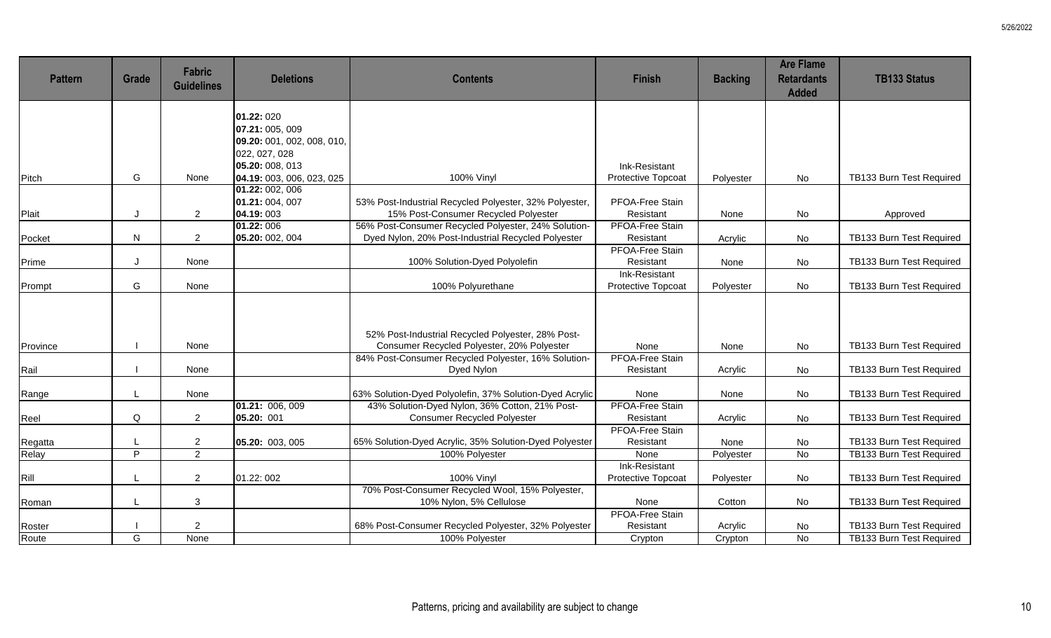| Pattern | Grade | Fabric Guidelines | Deletions | Contents | Finish | Backing | Are Flame Retardants Added | TB133 Status |
| --- | --- | --- | --- | --- | --- | --- | --- | --- |
| Pitch | G | None | **01.22:** 020 **07.21:** 005, 009 **09.20:** 001, 002, 008, 010, 022, 027, 028 **05.20:** 008, 013 **04.19:** 003, 006, 023, 025 | 100% Vinyl | Ink-Resistant Protective Topcoat | Polyester | No | TB133 Burn Test Required |
| Plait | J | 2 | **01.22:** 002, 006 **01.21:** 004, 007 **04.19:** 003 | 53% Post-Industrial Recycled Polyester, 32% Polyester, 15% Post-Consumer Recycled Polyester | PFOA-Free Stain Resistant | None | No | Approved |
| Pocket | N | 2 | **01.22:** 006 **05.20:** 002, 004 | 56% Post-Consumer Recycled Polyester, 24% Solution-Dyed Nylon, 20% Post-Industrial Recycled Polyester | PFOA-Free Stain Resistant | Acrylic | No | TB133 Burn Test Required |
| Prime | J | None | | 100% Solution-Dyed Polyolefin | PFOA-Free Stain Resistant | None | No | TB133 Burn Test Required |
| Prompt | G | None | | 100% Polyurethane | Ink-Resistant Protective Topcoat | Polyester | No | TB133 Burn Test Required |
| Province | I | None | | 52% Post-Industrial Recycled Polyester, 28% Post-Consumer Recycled Polyester, 20% Polyester | None | None | No | TB133 Burn Test Required |
| Rail | I | None | | 84% Post-Consumer Recycled Polyester, 16% Solution-Dyed Nylon | PFOA-Free Stain Resistant | Acrylic | No | TB133 Burn Test Required |
| Range | L | None | | 63% Solution-Dyed Polyolefin, 37% Solution-Dyed Acrylic | None | None | No | TB133 Burn Test Required |
| Reel | Q | 2 | **01.21:** 006, 009 **05.20:** 001 | 43% Solution-Dyed Nylon, 36% Cotton, 21% Post-Consumer Recycled Polyester | PFOA-Free Stain Resistant | Acrylic | No | TB133 Burn Test Required |
| Regatta | L | 2 | **05.20:** 003, 005 | 65% Solution-Dyed Acrylic, 35% Solution-Dyed Polyester | PFOA-Free Stain Resistant | None | No | TB133 Burn Test Required |
| Relay | P | 2 | | 100% Polyester | None | Polyester | No | TB133 Burn Test Required |
| Rill | L | 2 | 01.22: 002 | 100% Vinyl | Ink-Resistant Protective Topcoat | Polyester | No | TB133 Burn Test Required |
| Roman | L | 3 | | 70% Post-Consumer Recycled Wool, 15% Polyester, 10% Nylon, 5% Cellulose | None | Cotton | No | TB133 Burn Test Required |
| Roster | I | 2 | | 68% Post-Consumer Recycled Polyester, 32% Polyester | PFOA-Free Stain Resistant | Acrylic | No | TB133 Burn Test Required |
| Route | G | None | | 100% Polyester | Crypton | Crypton | No | TB133 Burn Test Required |

Patterns, pricing and availability are subject to change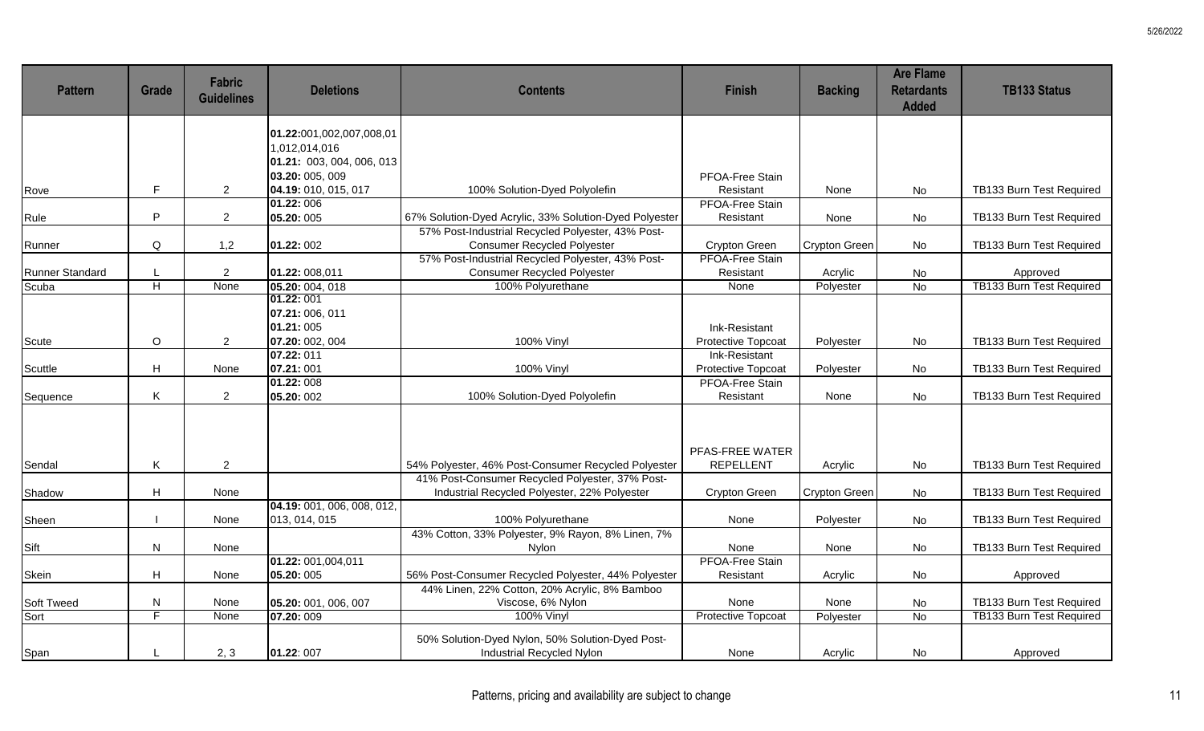| Pattern | Grade | Fabric Guidelines | Deletions | Contents | Finish | Backing | Are Flame Retardants Added | TB133 Status |
|---|---|---|---|---|---|---|---|---|
| Rove | F | 2 | **01.22:**001,002,007,008,011,012,014,016 **01.21:** 003, 004, 006, 013 **03.20:** 005, 009 **04.19:** 010, 015, 017 | 100% Solution-Dyed Polyolefin | PFOA-Free Stain Resistant | None | No | TB133 Burn Test Required |
| Rule | P | 2 | **01.22:** 006 **05.20:** 005 | 67% Solution-Dyed Acrylic, 33% Solution-Dyed Polyester | PFOA-Free Stain Resistant | None | No | TB133 Burn Test Required |
| Runner | Q | 1,2 | **01.22:** 002 | 57% Post-Industrial Recycled Polyester, 43% Post-Consumer Recycled Polyester | Crypton Green | Crypton Green | No | TB133 Burn Test Required |
| Runner Standard | L | 2 | **01.22:** 008,011 | 57% Post-Industrial Recycled Polyester, 43% Post-Consumer Recycled Polyester | PFOA-Free Stain Resistant | Acrylic | No | Approved |
| Scuba | H | None | **05.20:** 004, 018 | 100% Polyurethane | None | Polyester | No | TB133 Burn Test Required |
| Scute | O | 2 | **01.22:** 001 **07.21:** 006, 011 **01.21:** 005 **07.20:** 002, 004 | 100% Vinyl | Ink-Resistant Protective Topcoat | Polyester | No | TB133 Burn Test Required |
| Scuttle | H | None | **07.22:** 011 **07.21:** 001 | 100% Vinyl | Ink-Resistant Protective Topcoat | Polyester | No | TB133 Burn Test Required |
| Sequence | K | 2 | **01.22:** 008 **05.20:** 002 | 100% Solution-Dyed Polyolefin | PFOA-Free Stain Resistant | None | No | TB133 Burn Test Required |
| Sendal | K | 2 | | 54% Polyester, 46% Post-Consumer Recycled Polyester | PFAS-FREE WATER REPELLENT | Acrylic | No | TB133 Burn Test Required |
| Shadow | H | None | | 41% Post-Consumer Recycled Polyester, 37% Post-Industrial Recycled Polyester, 22% Polyester | Crypton Green | Crypton Green | No | TB133 Burn Test Required |
| Sheen | I | None | **04.19:** 001, 006, 008, 012, 013, 014, 015 | 100% Polyurethane | None | Polyester | No | TB133 Burn Test Required |
| Sift | N | None | | 43% Cotton, 33% Polyester, 9% Rayon, 8% Linen, 7% Nylon | None | None | No | TB133 Burn Test Required |
| Skein | H | None | **01.22:** 001,004,011 **05.20:** 005 | 56% Post-Consumer Recycled Polyester, 44% Polyester | PFOA-Free Stain Resistant | Acrylic | No | Approved |
| Soft Tweed | N | None | **05.20:** 001, 006, 007 | 44% Linen, 22% Cotton, 20% Acrylic, 8% Bamboo Viscose, 6% Nylon | None | None | No | TB133 Burn Test Required |
| Sort | F | None | **07.20:** 009 | 100% Vinyl | Protective Topcoat | Polyester | No | TB133 Burn Test Required |
| Span | L | 2, 3 | **01.22**: 007 | 50% Solution-Dyed Nylon, 50% Solution-Dyed Post-Industrial Recycled Nylon | None | Acrylic | No | Approved |

Patterns, pricing and availability are subject to change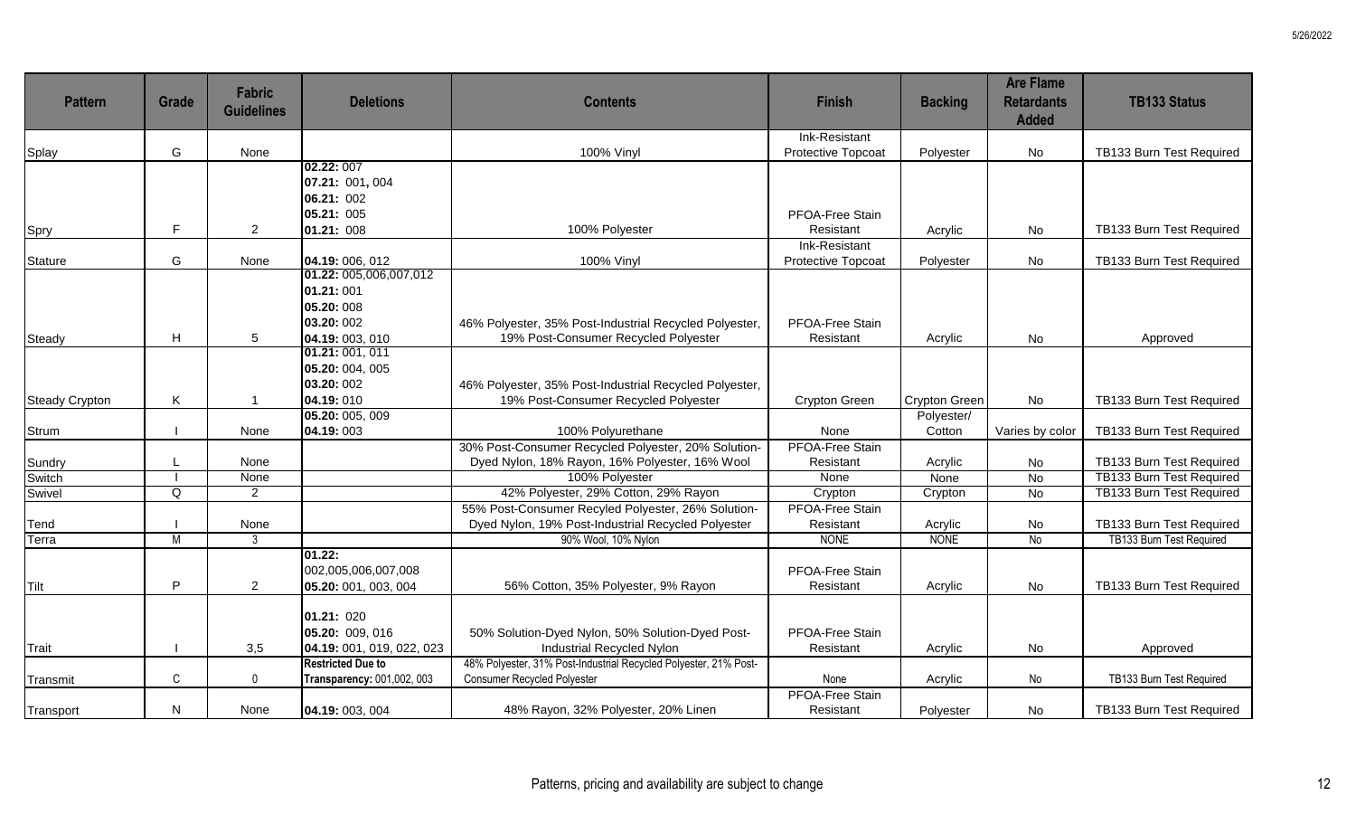| Pattern | Grade | Fabric Guidelines | Deletions | Contents | Finish | Backing | Are Flame Retardants Added | TB133 Status |
|---|---|---|---|---|---|---|---|---|
| Splay | G | None | | 100% Vinyl | Ink-Resistant Protective Topcoat | Polyester | No | TB133 Burn Test Required |
| Spry | F | 2 | **02.22:** 007<br>**07.21:** 001**,** 004<br>**06.21:** 002<br>**05.21:** 005<br>**01.21:** 008 | 100% Polyester | PFOA-Free Stain Resistant | Acrylic | No | TB133 Burn Test Required |
| Stature | G | None | **04.19:** 006, 012 | 100% Vinyl | Ink-Resistant Protective Topcoat | Polyester | No | TB133 Burn Test Required |
| Steady | H | 5 | **01.22:** 005,006,007,012<br>**01.21:** 001<br>**05.20:** 008<br>**03.20:** 002<br>**04.19:** 003, 010 | 46% Polyester, 35% Post-Industrial Recycled Polyester, 19% Post-Consumer Recycled Polyester | PFOA-Free Stain Resistant | Acrylic | No | Approved |
| Steady Crypton | K | 1 | **01.21:** 001, 011<br>**05.20:** 004, 005<br>**03.20:** 002<br>**04.19:** 010 | 46% Polyester, 35% Post-Industrial Recycled Polyester, 19% Post-Consumer Recycled Polyester | Crypton Green | Crypton Green | No | TB133 Burn Test Required |
| Strum | I | None | **05.20:** 005, 009<br>**04.19:** 003 | 100% Polyurethane | None | Polyester/ Cotton | Varies by color | TB133 Burn Test Required |
| Sundry | L | None | | 30% Post-Consumer Recycled Polyester, 20% Solution-Dyed Nylon, 18% Rayon, 16% Polyester, 16% Wool | PFOA-Free Stain Resistant | Acrylic | No | TB133 Burn Test Required |
| Switch | I | None | | 100% Polyester | None | None | No | TB133 Burn Test Required |
| Swivel | Q | 2 | | 42% Polyester, 29% Cotton, 29% Rayon | Crypton | Crypton | No | TB133 Burn Test Required |
| Tend | I | None | | 55% Post-Consumer Recyled Polyester, 26% Solution-Dyed Nylon, 19% Post-Industrial Recycled Polyester | PFOA-Free Stain Resistant | Acrylic | No | TB133 Burn Test Required |
| Terra | M | 3 | | 90% Wool, 10% Nylon | NONE | NONE | No | TB133 Burn Test Required |
| Tilt | P | 2 | **01.22:** 002,005,006,007,008<br>**05.20:** 001, 003, 004 | 56% Cotton, 35% Polyester, 9% Rayon | PFOA-Free Stain Resistant | Acrylic | No | TB133 Burn Test Required |
| Trait | I | 3,5 | **01.21:** 020<br>**05.20:** 009, 016<br>**04.19:** 001, 019, 022, 023 | 50% Solution-Dyed Nylon, 50% Solution-Dyed Post-Industrial Recycled Nylon | PFOA-Free Stain Resistant | Acrylic | No | Approved |
| Transmit | C | 0 | **Restricted Due to Transparency:** 001,002, 003 | 48% Polyester, 31% Post-Industrial Recycled Polyester, 21% Post-Consumer Recycled Polyester | None | Acrylic | No | TB133 Burn Test Required |
| Transport | N | None | **04.19:** 003, 004 | 48% Rayon, 32% Polyester, 20% Linen | PFOA-Free Stain Resistant | Polyester | No | TB133 Burn Test Required |

Patterns, pricing and availability are subject to change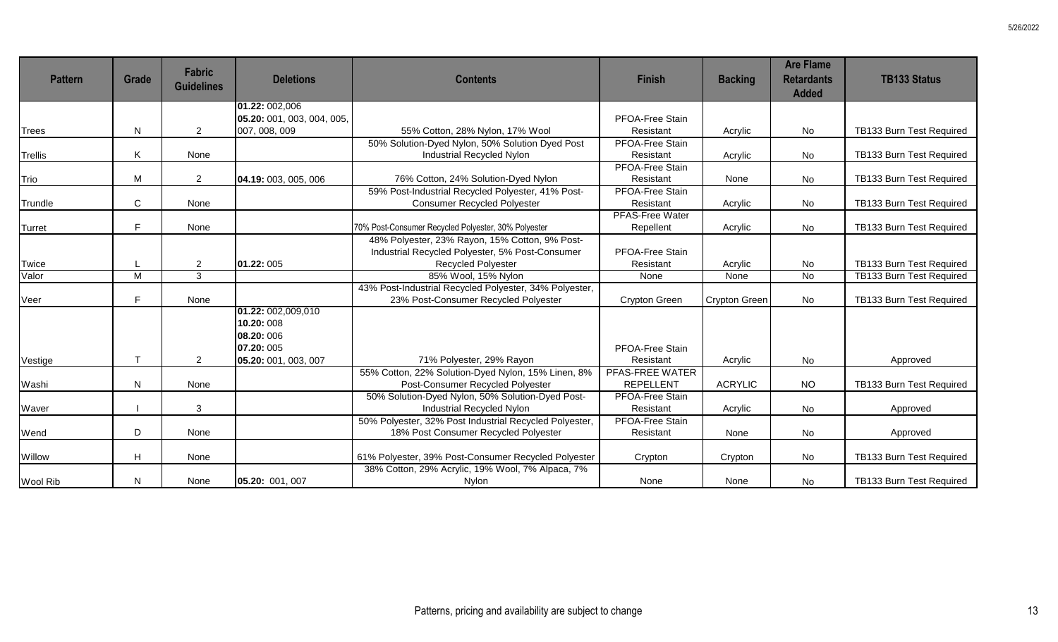| Pattern | Grade | Fabric Guidelines | Deletions | Contents | Finish | Backing | Are Flame Retardants Added | TB133 Status |
|---|---|---|---|---|---|---|---|---|
| Trees | N | 2 | **01.22:** 002,006 **05.20:** 001, 003, 004, 005, 007, 008, 009 | 55% Cotton, 28% Nylon, 17% Wool | PFOA-Free Stain Resistant | Acrylic | No | TB133 Burn Test Required |
| Trellis | K | None | | 50% Solution-Dyed Nylon, 50% Solution Dyed Post Industrial Recycled Nylon | PFOA-Free Stain Resistant | Acrylic | No | TB133 Burn Test Required |
| Trio | M | 2 | **04.19:** 003, 005, 006 | 76% Cotton, 24% Solution-Dyed Nylon | PFOA-Free Stain Resistant | None | No | TB133 Burn Test Required |
| Trundle | C | None | | 59% Post-Industrial Recycled Polyester, 41% Post-Consumer Recycled Polyester | PFOA-Free Stain Resistant | Acrylic | No | TB133 Burn Test Required |
| Turret | F | None | | 70% Post-Consumer Recycled Polyester, 30% Polyester | PFAS-Free Water Repellent | Acrylic | No | TB133 Burn Test Required |
| Twice | L | 2 | **01.22:** 005 | 48% Polyester, 23% Rayon, 15% Cotton, 9% Post-Industrial Recycled Polyester, 5% Post-Consumer Recycled Polyester | PFOA-Free Stain Resistant | Acrylic | No | TB133 Burn Test Required |
| Valor | M | 3 | | 85% Wool, 15% Nylon | None | None | No | TB133 Burn Test Required |
| Veer | F | None | | 43% Post-Industrial Recycled Polyester, 34% Polyester, 23% Post-Consumer Recycled Polyester | Crypton Green | Crypton Green | No | TB133 Burn Test Required |
| Vestige | T | 2 | **01.22:** 002,009,010 **10.20:** 008 **08.20:** 006 **07.20:** 005 **05.20:** 001, 003, 007 | 71% Polyester, 29% Rayon | PFOA-Free Stain Resistant | Acrylic | No | Approved |
| Washi | N | None | | 55% Cotton, 22% Solution-Dyed Nylon, 15% Linen, 8% Post-Consumer Recycled Polyester | PFAS-FREE WATER REPELLENT | ACRYLIC | NO | TB133 Burn Test Required |
| Waver | I | 3 | | 50% Solution-Dyed Nylon, 50% Solution-Dyed Post-Industrial Recycled Nylon | PFOA-Free Stain Resistant | Acrylic | No | Approved |
| Wend | D | None | | 50% Polyester, 32% Post Industrial Recycled Polyester, 18% Post Consumer Recycled Polyester | PFOA-Free Stain Resistant | None | No | Approved |
| Willow | H | None | | 61% Polyester, 39% Post-Consumer Recycled Polyester | Crypton | Crypton | No | TB133 Burn Test Required |
| Wool Rib | N | None | **05.20:** 001, 007 | 38% Cotton, 29% Acrylic, 19% Wool, 7% Alpaca, 7% Nylon | None | None | No | TB133 Burn Test Required |

Patterns, pricing and availability are subject to change